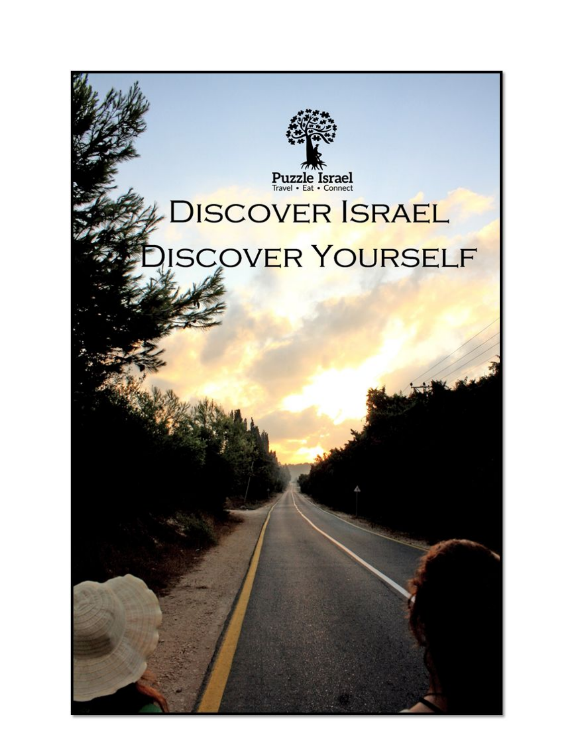Puzzle Israel

Travel • Eat • Connect

# Discover Israel

# Discover Yourself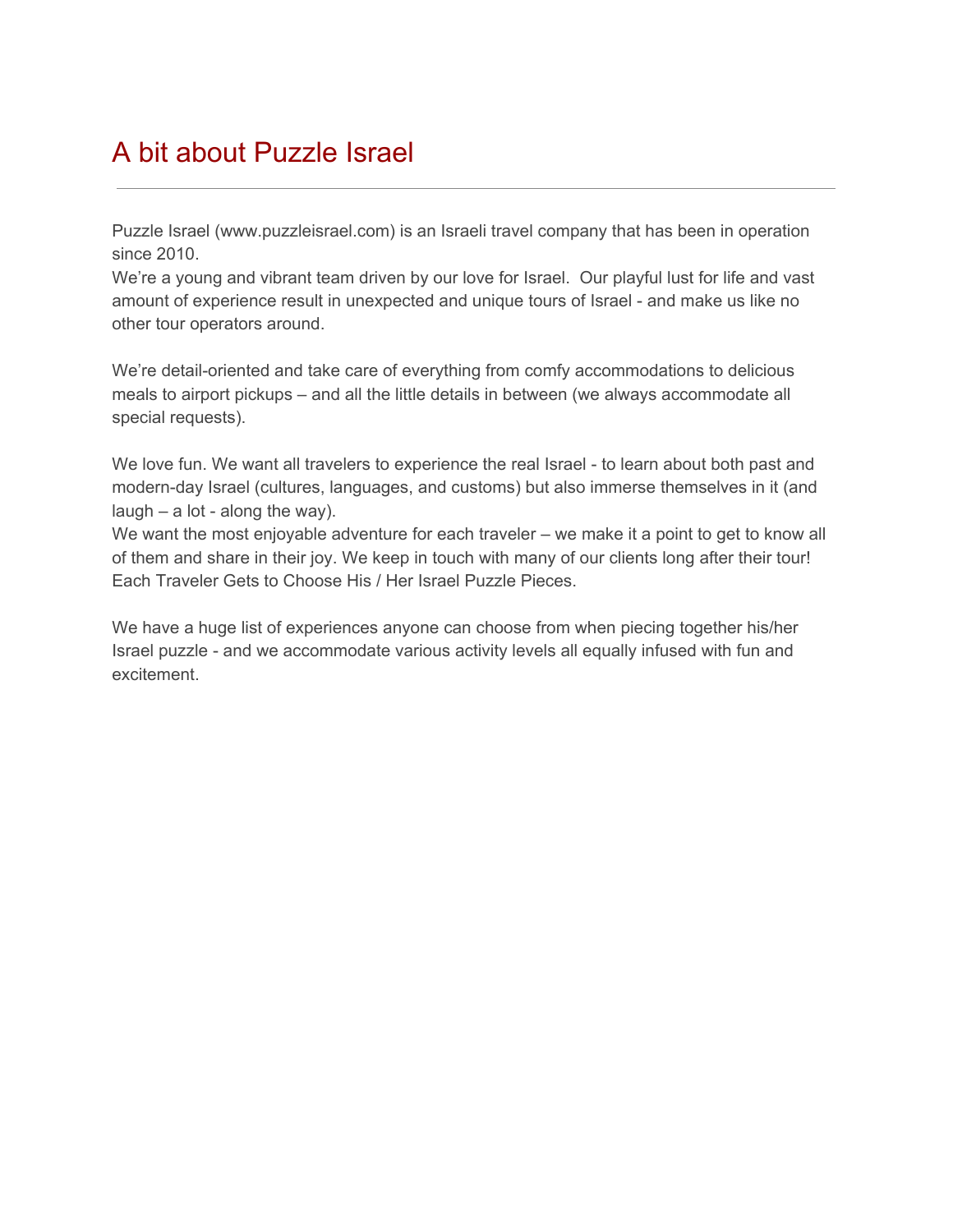# A bit about Puzzle Israel

---

Puzzle Israel (www.puzzleisrael.com) is an Israeli travel company that has been in operation since 2010.
We're a young and vibrant team driven by our love for Israel. Our playful lust for life and vast amount of experience result in unexpected and unique tours of Israel - and make us like no other tour operators around.

We're detail-oriented and take care of everything from comfy accommodations to delicious meals to airport pickups – and all the little details in between (we always accommodate all special requests).

We love fun. We want all travelers to experience the real Israel - to learn about both past and modern-day Israel (cultures, languages, and customs) but also immerse themselves in it (and laugh – a lot - along the way).
We want the most enjoyable adventure for each traveler – we make it a point to get to know all of them and share in their joy. We keep in touch with many of our clients long after their tour!
Each Traveler Gets to Choose His / Her Israel Puzzle Pieces.

We have a huge list of experiences anyone can choose from when piecing together his/her Israel puzzle - and we accommodate various activity levels all equally infused with fun and excitement.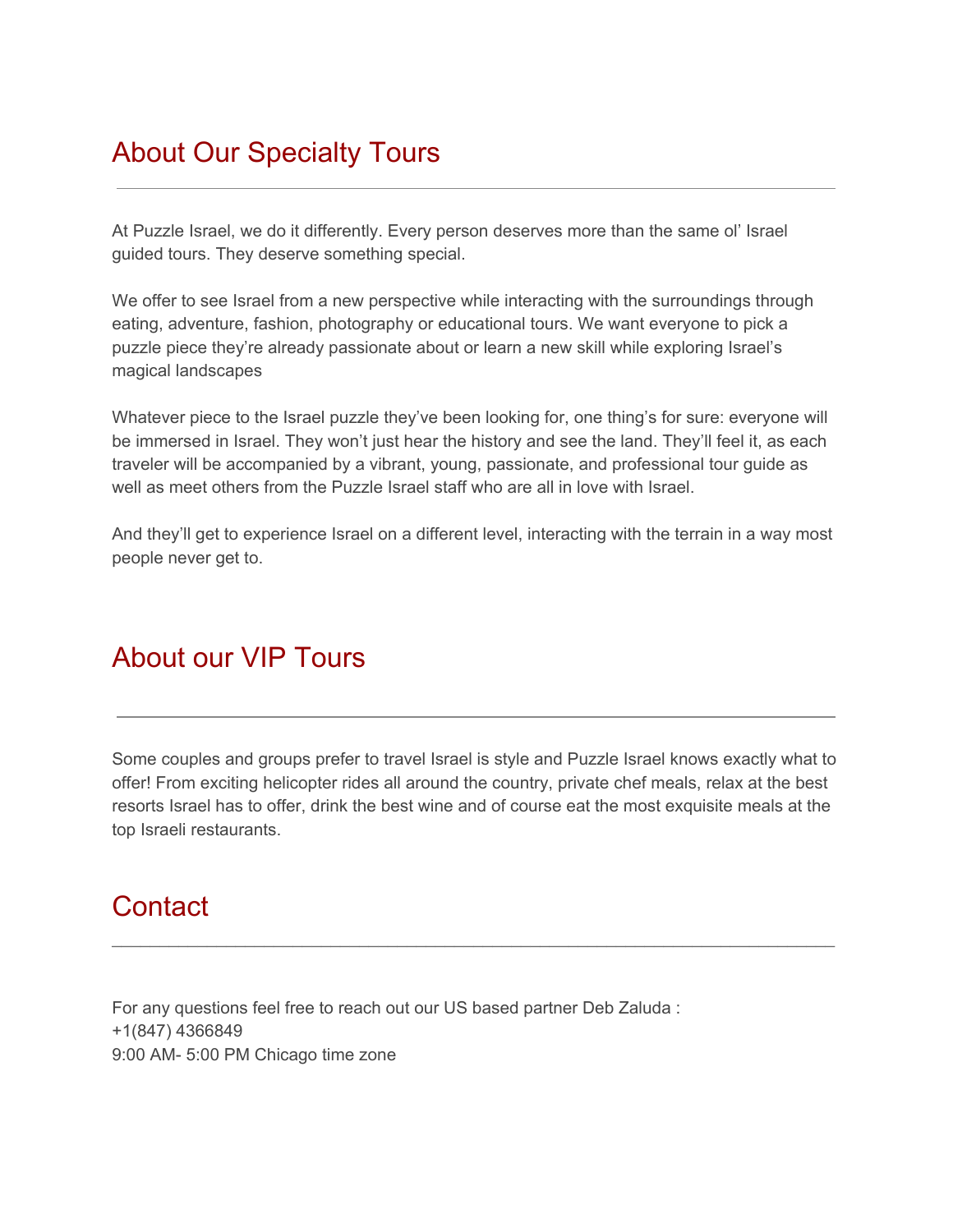## About Our Specialty Tours

---

At Puzzle Israel, we do it differently. Every person deserves more than the same ol' Israel guided tours. They deserve something special.

We offer to see Israel from a new perspective while interacting with the surroundings through eating, adventure, fashion, photography or educational tours. We want everyone to pick a puzzle piece they're already passionate about or learn a new skill while exploring Israel's magical landscapes

Whatever piece to the Israel puzzle they've been looking for, one thing's for sure: everyone will be immersed in Israel. They won't just hear the history and see the land. They'll feel it, as each traveler will be accompanied by a vibrant, young, passionate, and professional tour guide as well as meet others from the Puzzle Israel staff who are all in love with Israel.

And they'll get to experience Israel on a different level, interacting with the terrain in a way most people never get to.

## About our VIP Tours

---

Some couples and groups prefer to travel Israel is style and Puzzle Israel knows exactly what to offer! From exciting helicopter rides all around the country, private chef meals, relax at the best resorts Israel has to offer, drink the best wine and of course eat the most exquisite meals at the top Israeli restaurants.

## Contact

---

For any questions feel free to reach out our US based partner Deb Zaluda :
+1(847) 4366849
9:00 AM- 5:00 PM Chicago time zone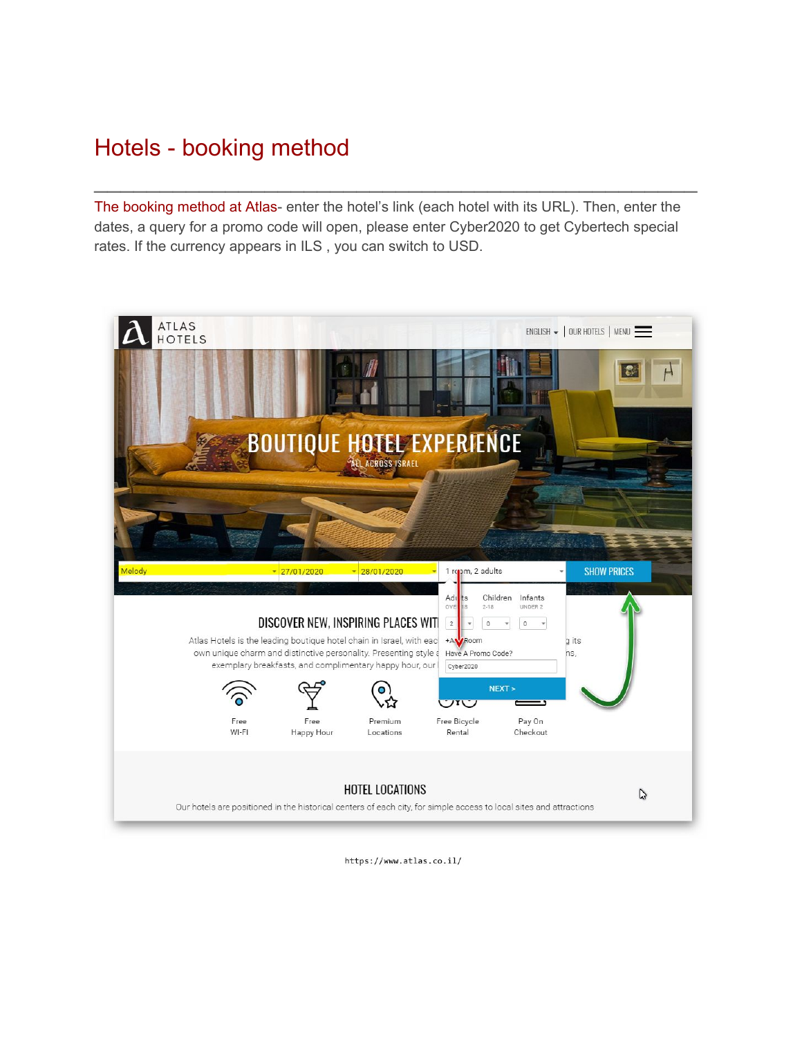# Hotels - booking method

---

The booking method at Atlas- enter the hotel's link (each hotel with its URL). Then, enter the dates, a query for a promo code will open, please enter Cyber2020 to get Cybertech special rates. If the currency appears in ILS , you can switch to USD.

https://www.atlas.co.il/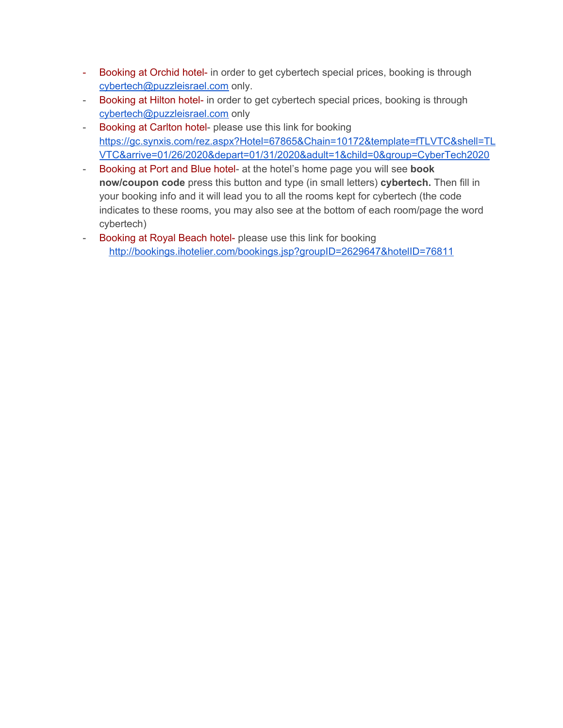- Booking at Orchid hotel- in order to get cybertech special prices, booking is through cybertech@puzzleisrael.com only.
- Booking at Hilton hotel- in order to get cybertech special prices, booking is through cybertech@puzzleisrael.com only
- Booking at Carlton hotel- please use this link for booking https://gc.synxis.com/rez.aspx?Hotel=67865&Chain=10172&template=fTLVTC&shell=TLVTC&arrive=01/26/2020&depart=01/31/2020&adult=1&child=0&group=CyberTech2020
- Booking at Port and Blue hotel- at the hotel's home page you will see **book now/coupon code** press this button and type (in small letters) **cybertech.** Then fill in your booking info and it will lead you to all the rooms kept for cybertech (the code indicates to these rooms, you may also see at the bottom of each room/page the word cybertech)
- Booking at Royal Beach hotel- please use this link for booking http://bookings.ihotelier.com/bookings.jsp?groupID=2629647&hotelID=76811